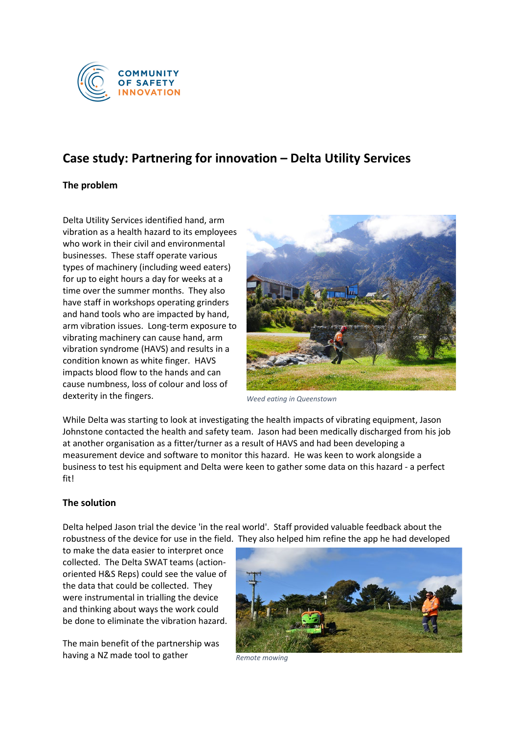COMMUNITY OF SAFETY INNOVATION

# Case study: Partnering for innovation – Delta Utility Services

## The problem

Delta Utility Services identified hand, arm vibration as a health hazard to its employees who work in their civil and environmental businesses. These staff operate various types of machinery (including weed eaters) for up to eight hours a day for weeks at a time over the summer months. They also have staff in workshops operating grinders and hand tools who are impacted by hand, arm vibration issues. Long-term exposure to vibrating machinery can cause hand, arm vibration syndrome (HAVS) and results in a condition known as white finger. HAVS impacts blood flow to the hands and can cause numbness, loss of colour and loss of dexterity in the fingers.

*Weed eating in Queenstown*

While Delta was starting to look at investigating the health impacts of vibrating equipment, Jason Johnstone contacted the health and safety team. Jason had been medically discharged from his job at another organisation as a fitter/turner as a result of HAVS and had been developing a measurement device and software to monitor this hazard. He was keen to work alongside a business to test his equipment and Delta were keen to gather some data on this hazard - a perfect fit!

## The solution

Delta helped Jason trial the device 'in the real world'. Staff provided valuable feedback about the robustness of the device for use in the field. They also helped him refine the app he had developed to make the data easier to interpret once collected. The Delta SWAT teams (action-oriented H&S Reps) could see the value of the data that could be collected. They were instrumental in trialling the device and thinking about ways the work could be done to eliminate the vibration hazard.

*Remote mowing*

The main benefit of the partnership was having a NZ made tool to gather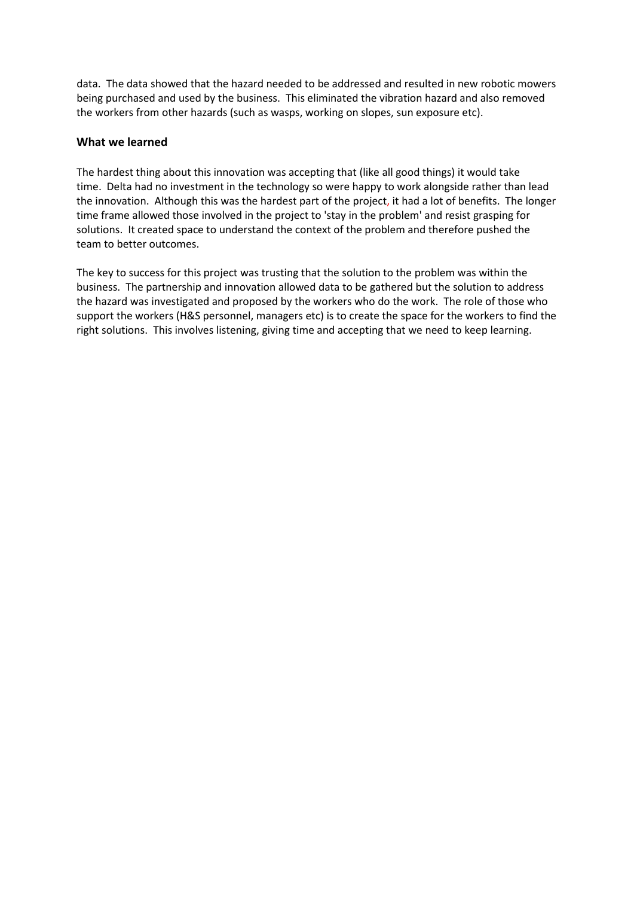data. The data showed that the hazard needed to be addressed and resulted in new robotic mowers being purchased and used by the business. This eliminated the vibration hazard and also removed the workers from other hazards (such as wasps, working on slopes, sun exposure etc).

## What we learned

The hardest thing about this innovation was accepting that (like all good things) it would take time. Delta had no investment in the technology so were happy to work alongside rather than lead the innovation. Although this was the hardest part of the project, it had a lot of benefits. The longer time frame allowed those involved in the project to 'stay in the problem' and resist grasping for solutions. It created space to understand the context of the problem and therefore pushed the team to better outcomes.

The key to success for this project was trusting that the solution to the problem was within the business. The partnership and innovation allowed data to be gathered but the solution to address the hazard was investigated and proposed by the workers who do the work. The role of those who support the workers (H&S personnel, managers etc) is to create the space for the workers to find the right solutions. This involves listening, giving time and accepting that we need to keep learning.